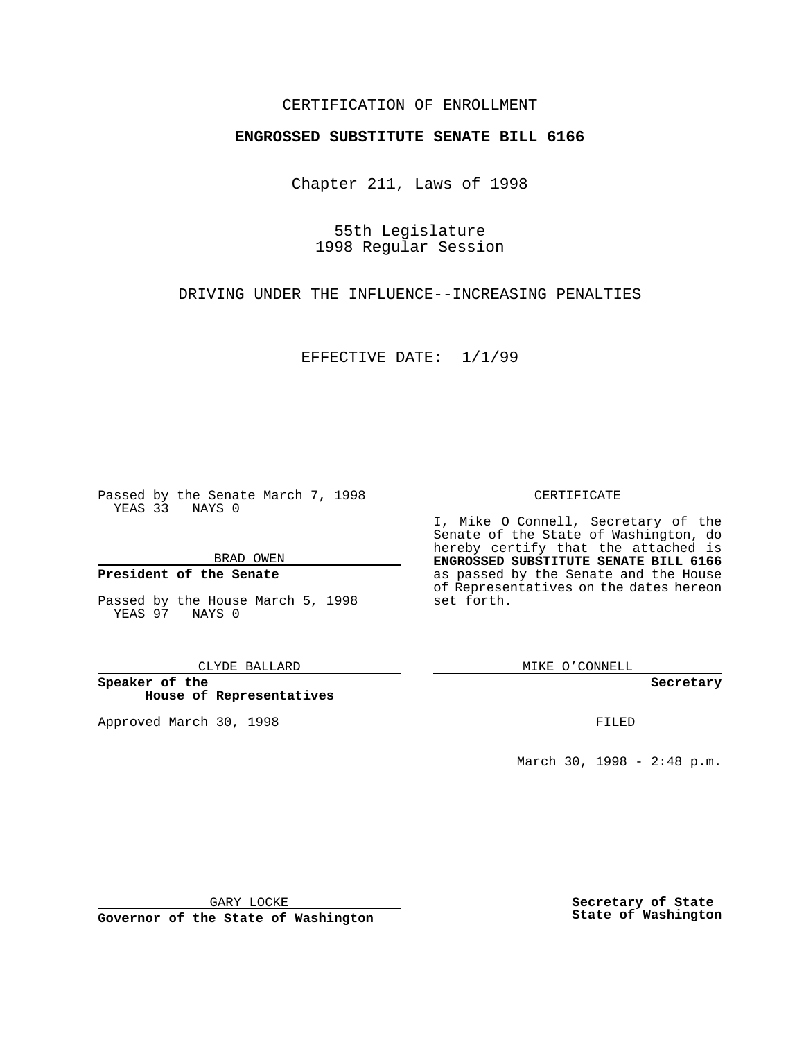CERTIFICATION OF ENROLLMENT

**ENGROSSED SUBSTITUTE SENATE BILL 6166**

Chapter 211, Laws of 1998

55th Legislature
1998 Regular Session

DRIVING UNDER THE INFLUENCE--INCREASING PENALTIES

EFFECTIVE DATE: 1/1/99

Passed by the Senate March 7, 1998
YEAS 33 NAYS 0

BRAD OWEN

**President of the Senate**

Passed by the House March 5, 1998
YEAS 97 NAYS 0

CLYDE BALLARD

**Speaker of the House of Representatives**

Approved March 30, 1998

GARY LOCKE

**Governor of the State of Washington**

CERTIFICATE

I, Mike O Connell, Secretary of the Senate of the State of Washington, do hereby certify that the attached is **ENGROSSED SUBSTITUTE SENATE BILL 6166** as passed by the Senate and the House of Representatives on the dates hereon set forth.

MIKE O'CONNELL

**Secretary**

FILED

March 30, 1998 - 2:48 p.m.

**Secretary of State**
**State of Washington**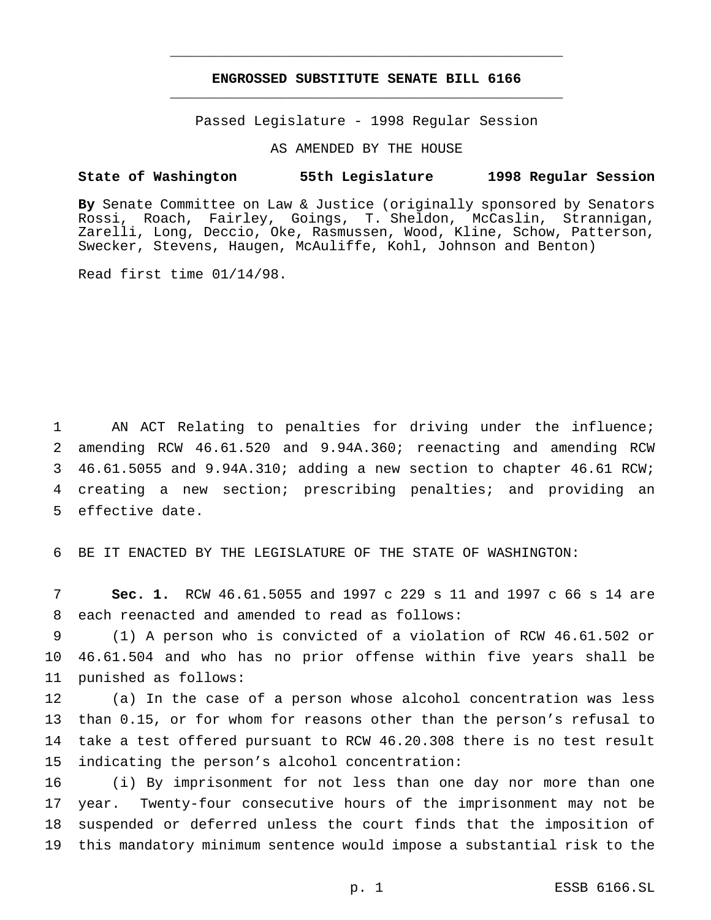# ENGROSSED SUBSTITUTE SENATE BILL 6166

Passed Legislature - 1998 Regular Session

AS AMENDED BY THE HOUSE

**State of Washington 55th Legislature 1998 Regular Session**

**By** Senate Committee on Law & Justice (originally sponsored by Senators Rossi, Roach, Fairley, Goings, T. Sheldon, McCaslin, Strannigan, Zarelli, Long, Deccio, Oke, Rasmussen, Wood, Kline, Schow, Patterson, Swecker, Stevens, Haugen, McAuliffe, Kohl, Johnson and Benton)

Read first time 01/14/98.

AN ACT Relating to penalties for driving under the influence; amending RCW 46.61.520 and 9.94A.360; reenacting and amending RCW 46.61.5055 and 9.94A.310; adding a new section to chapter 46.61 RCW; creating a new section; prescribing penalties; and providing an effective date.

BE IT ENACTED BY THE LEGISLATURE OF THE STATE OF WASHINGTON:

**Sec. 1.** RCW 46.61.5055 and 1997 c 229 s 11 and 1997 c 66 s 14 are each reenacted and amended to read as follows:

(1) A person who is convicted of a violation of RCW 46.61.502 or 46.61.504 and who has no prior offense within five years shall be punished as follows:

(a) In the case of a person whose alcohol concentration was less than 0.15, or for whom for reasons other than the person's refusal to take a test offered pursuant to RCW 46.20.308 there is no test result indicating the person's alcohol concentration:

(i) By imprisonment for not less than one day nor more than one year. Twenty-four consecutive hours of the imprisonment may not be suspended or deferred unless the court finds that the imposition of this mandatory minimum sentence would impose a substantial risk to the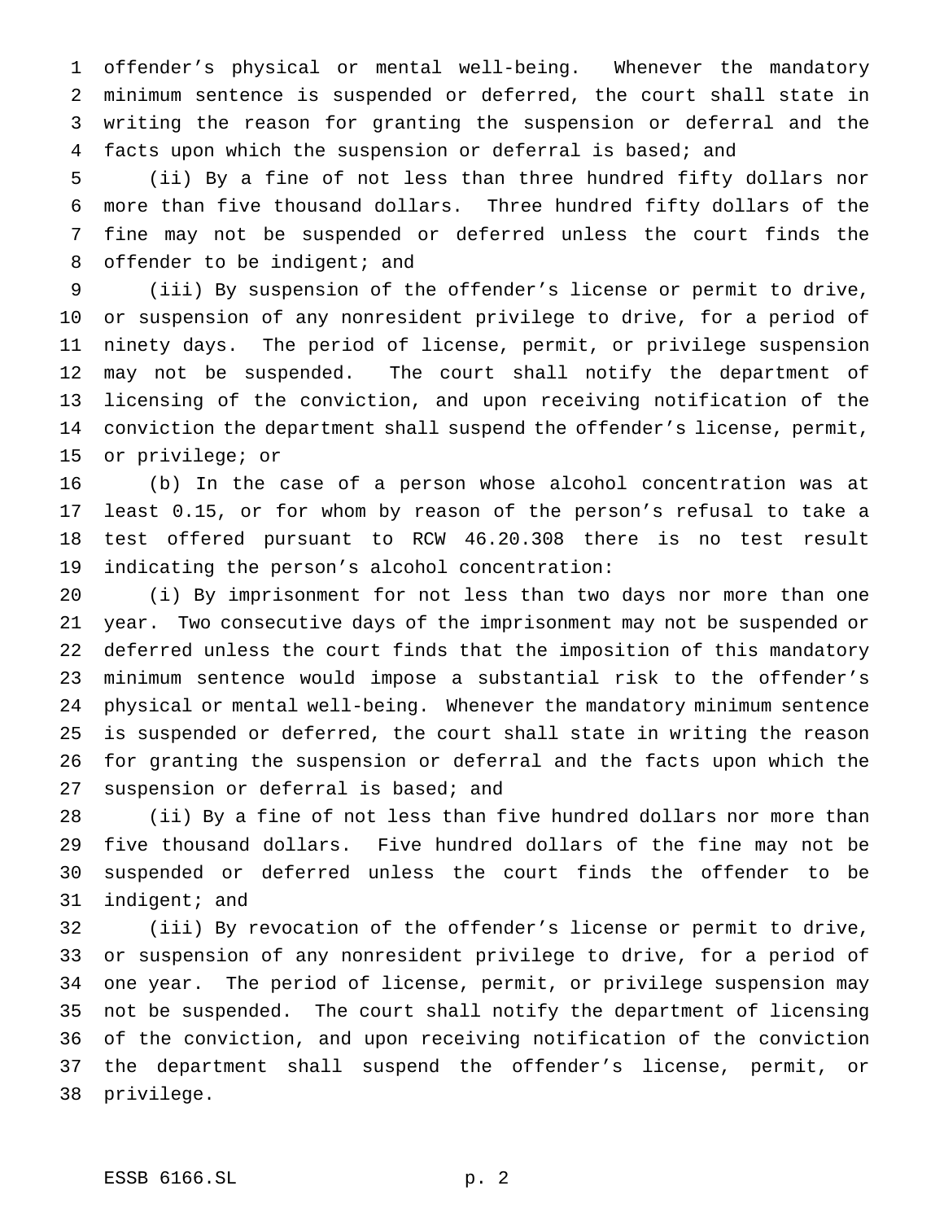offender's physical or mental well-being. Whenever the mandatory minimum sentence is suspended or deferred, the court shall state in writing the reason for granting the suspension or deferral and the facts upon which the suspension or deferral is based; and

(ii) By a fine of not less than three hundred fifty dollars nor more than five thousand dollars. Three hundred fifty dollars of the fine may not be suspended or deferred unless the court finds the offender to be indigent; and

(iii) By suspension of the offender's license or permit to drive, or suspension of any nonresident privilege to drive, for a period of ninety days. The period of license, permit, or privilege suspension may not be suspended. The court shall notify the department of licensing of the conviction, and upon receiving notification of the conviction the department shall suspend the offender's license, permit, or privilege; or

(b) In the case of a person whose alcohol concentration was at least 0.15, or for whom by reason of the person's refusal to take a test offered pursuant to RCW 46.20.308 there is no test result indicating the person's alcohol concentration:

(i) By imprisonment for not less than two days nor more than one year. Two consecutive days of the imprisonment may not be suspended or deferred unless the court finds that the imposition of this mandatory minimum sentence would impose a substantial risk to the offender's physical or mental well-being. Whenever the mandatory minimum sentence is suspended or deferred, the court shall state in writing the reason for granting the suspension or deferral and the facts upon which the suspension or deferral is based; and

(ii) By a fine of not less than five hundred dollars nor more than five thousand dollars. Five hundred dollars of the fine may not be suspended or deferred unless the court finds the offender to be indigent; and

(iii) By revocation of the offender's license or permit to drive, or suspension of any nonresident privilege to drive, for a period of one year. The period of license, permit, or privilege suspension may not be suspended. The court shall notify the department of licensing of the conviction, and upon receiving notification of the conviction the department shall suspend the offender's license, permit, or privilege.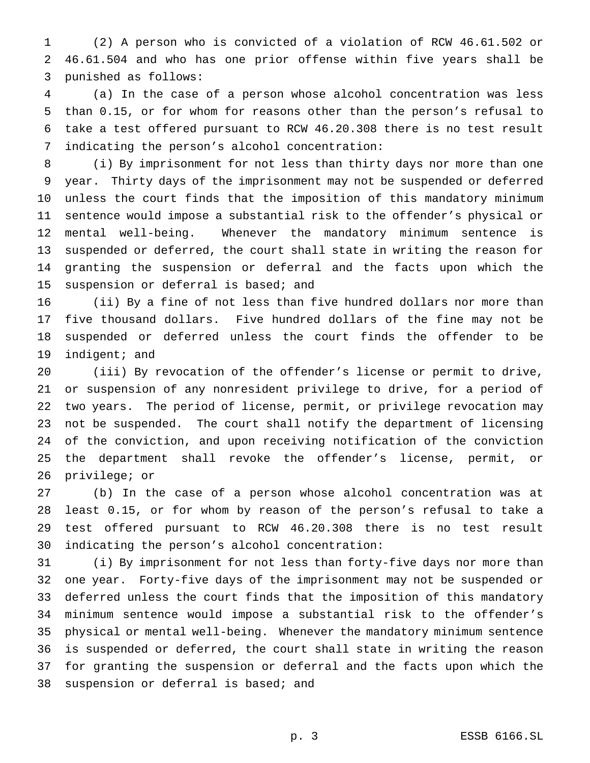(2) A person who is convicted of a violation of RCW 46.61.502 or 46.61.504 and who has one prior offense within five years shall be punished as follows:

(a) In the case of a person whose alcohol concentration was less than 0.15, or for whom for reasons other than the person's refusal to take a test offered pursuant to RCW 46.20.308 there is no test result indicating the person's alcohol concentration:

(i) By imprisonment for not less than thirty days nor more than one year. Thirty days of the imprisonment may not be suspended or deferred unless the court finds that the imposition of this mandatory minimum sentence would impose a substantial risk to the offender's physical or mental well-being. Whenever the mandatory minimum sentence is suspended or deferred, the court shall state in writing the reason for granting the suspension or deferral and the facts upon which the suspension or deferral is based; and

(ii) By a fine of not less than five hundred dollars nor more than five thousand dollars. Five hundred dollars of the fine may not be suspended or deferred unless the court finds the offender to be indigent; and

(iii) By revocation of the offender's license or permit to drive, or suspension of any nonresident privilege to drive, for a period of two years. The period of license, permit, or privilege revocation may not be suspended. The court shall notify the department of licensing of the conviction, and upon receiving notification of the conviction the department shall revoke the offender's license, permit, or privilege; or

(b) In the case of a person whose alcohol concentration was at least 0.15, or for whom by reason of the person's refusal to take a test offered pursuant to RCW 46.20.308 there is no test result indicating the person's alcohol concentration:

(i) By imprisonment for not less than forty-five days nor more than one year. Forty-five days of the imprisonment may not be suspended or deferred unless the court finds that the imposition of this mandatory minimum sentence would impose a substantial risk to the offender's physical or mental well-being. Whenever the mandatory minimum sentence is suspended or deferred, the court shall state in writing the reason for granting the suspension or deferral and the facts upon which the suspension or deferral is based; and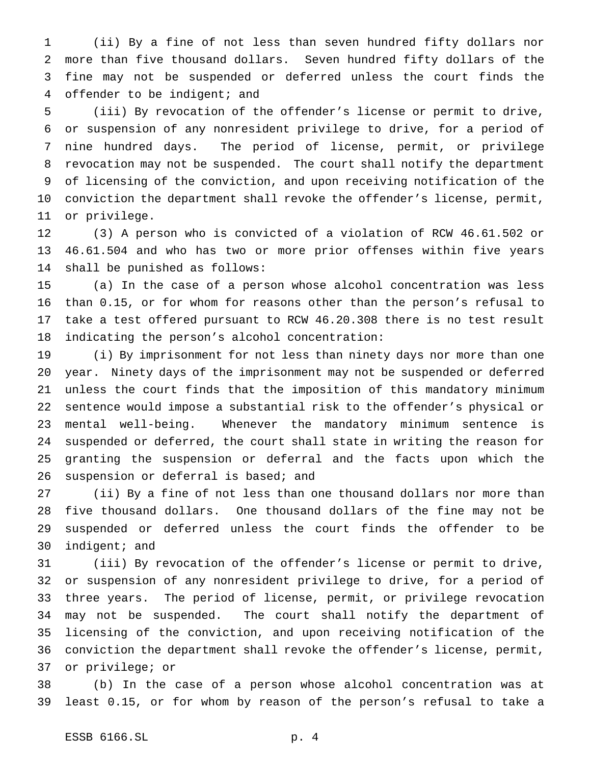(ii) By a fine of not less than seven hundred fifty dollars nor more than five thousand dollars. Seven hundred fifty dollars of the fine may not be suspended or deferred unless the court finds the offender to be indigent; and

(iii) By revocation of the offender's license or permit to drive, or suspension of any nonresident privilege to drive, for a period of nine hundred days. The period of license, permit, or privilege revocation may not be suspended. The court shall notify the department of licensing of the conviction, and upon receiving notification of the conviction the department shall revoke the offender's license, permit, or privilege.

(3) A person who is convicted of a violation of RCW 46.61.502 or 46.61.504 and who has two or more prior offenses within five years shall be punished as follows:

(a) In the case of a person whose alcohol concentration was less than 0.15, or for whom for reasons other than the person's refusal to take a test offered pursuant to RCW 46.20.308 there is no test result indicating the person's alcohol concentration:

(i) By imprisonment for not less than ninety days nor more than one year. Ninety days of the imprisonment may not be suspended or deferred unless the court finds that the imposition of this mandatory minimum sentence would impose a substantial risk to the offender's physical or mental well-being. Whenever the mandatory minimum sentence is suspended or deferred, the court shall state in writing the reason for granting the suspension or deferral and the facts upon which the suspension or deferral is based; and

(ii) By a fine of not less than one thousand dollars nor more than five thousand dollars. One thousand dollars of the fine may not be suspended or deferred unless the court finds the offender to be indigent; and

(iii) By revocation of the offender's license or permit to drive, or suspension of any nonresident privilege to drive, for a period of three years. The period of license, permit, or privilege revocation may not be suspended. The court shall notify the department of licensing of the conviction, and upon receiving notification of the conviction the department shall revoke the offender's license, permit, or privilege; or

(b) In the case of a person whose alcohol concentration was at least 0.15, or for whom by reason of the person's refusal to take a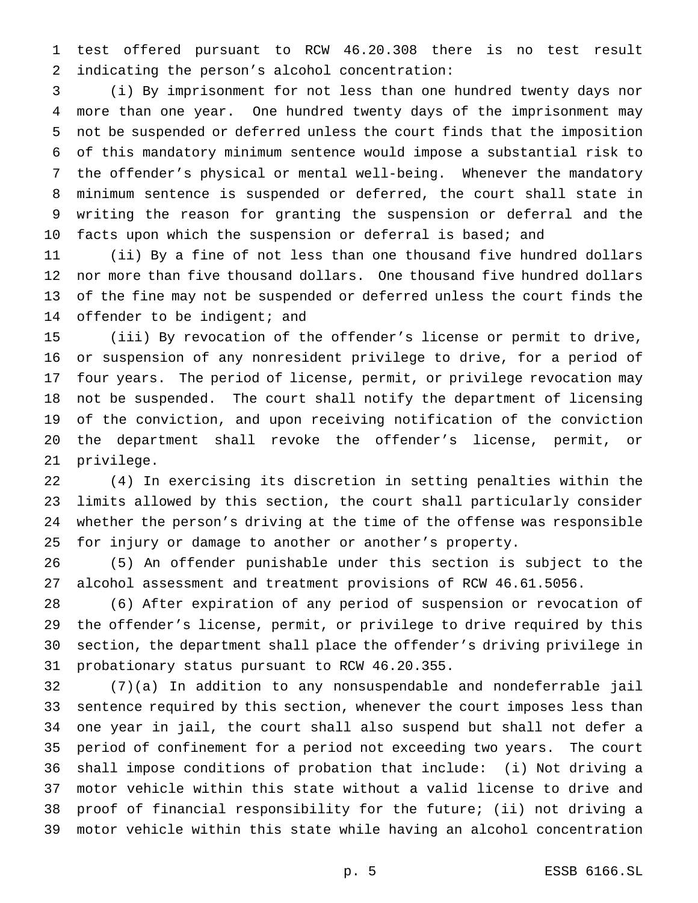test offered pursuant to RCW 46.20.308 there is no test result indicating the person's alcohol concentration:

(i) By imprisonment for not less than one hundred twenty days nor more than one year. One hundred twenty days of the imprisonment may not be suspended or deferred unless the court finds that the imposition of this mandatory minimum sentence would impose a substantial risk to the offender's physical or mental well-being. Whenever the mandatory minimum sentence is suspended or deferred, the court shall state in writing the reason for granting the suspension or deferral and the facts upon which the suspension or deferral is based; and

(ii) By a fine of not less than one thousand five hundred dollars nor more than five thousand dollars. One thousand five hundred dollars of the fine may not be suspended or deferred unless the court finds the offender to be indigent; and

(iii) By revocation of the offender's license or permit to drive, or suspension of any nonresident privilege to drive, for a period of four years. The period of license, permit, or privilege revocation may not be suspended. The court shall notify the department of licensing of the conviction, and upon receiving notification of the conviction the department shall revoke the offender's license, permit, or privilege.

(4) In exercising its discretion in setting penalties within the limits allowed by this section, the court shall particularly consider whether the person's driving at the time of the offense was responsible for injury or damage to another or another's property.

(5) An offender punishable under this section is subject to the alcohol assessment and treatment provisions of RCW 46.61.5056.

(6) After expiration of any period of suspension or revocation of the offender's license, permit, or privilege to drive required by this section, the department shall place the offender's driving privilege in probationary status pursuant to RCW 46.20.355.

(7)(a) In addition to any nonsuspendable and nondeferrable jail sentence required by this section, whenever the court imposes less than one year in jail, the court shall also suspend but shall not defer a period of confinement for a period not exceeding two years. The court shall impose conditions of probation that include: (i) Not driving a motor vehicle within this state without a valid license to drive and proof of financial responsibility for the future; (ii) not driving a motor vehicle within this state while having an alcohol concentration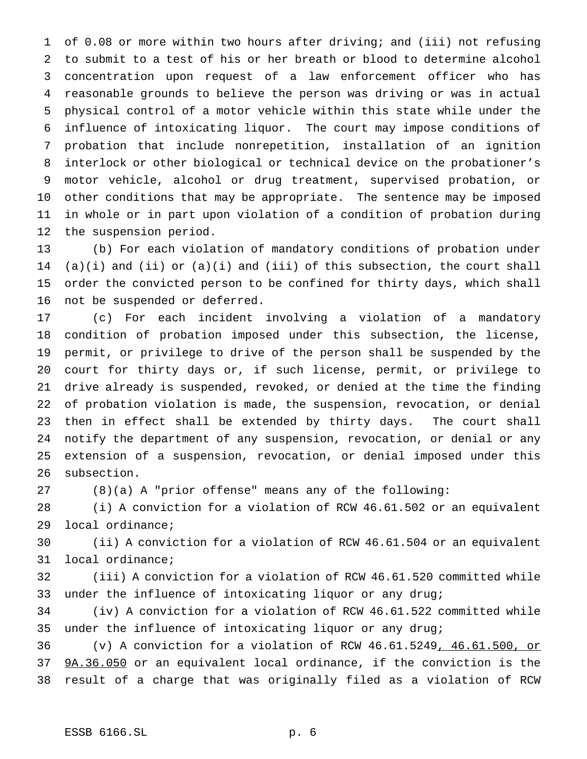of 0.08 or more within two hours after driving; and (iii) not refusing to submit to a test of his or her breath or blood to determine alcohol concentration upon request of a law enforcement officer who has reasonable grounds to believe the person was driving or was in actual physical control of a motor vehicle within this state while under the influence of intoxicating liquor. The court may impose conditions of probation that include nonrepetition, installation of an ignition interlock or other biological or technical device on the probationer's motor vehicle, alcohol or drug treatment, supervised probation, or other conditions that may be appropriate. The sentence may be imposed in whole or in part upon violation of a condition of probation during the suspension period.

(b) For each violation of mandatory conditions of probation under (a)(i) and (ii) or (a)(i) and (iii) of this subsection, the court shall order the convicted person to be confined for thirty days, which shall not be suspended or deferred.

(c) For each incident involving a violation of a mandatory condition of probation imposed under this subsection, the license, permit, or privilege to drive of the person shall be suspended by the court for thirty days or, if such license, permit, or privilege to drive already is suspended, revoked, or denied at the time the finding of probation violation is made, the suspension, revocation, or denial then in effect shall be extended by thirty days. The court shall notify the department of any suspension, revocation, or denial or any extension of a suspension, revocation, or denial imposed under this subsection.

(8)(a) A "prior offense" means any of the following:

(i) A conviction for a violation of RCW 46.61.502 or an equivalent local ordinance;

(ii) A conviction for a violation of RCW 46.61.504 or an equivalent local ordinance;

(iii) A conviction for a violation of RCW 46.61.520 committed while under the influence of intoxicating liquor or any drug;

(iv) A conviction for a violation of RCW 46.61.522 committed while under the influence of intoxicating liquor or any drug;

(v) A conviction for a violation of RCW 46.61.5249<u>, 46.61.500, or 9A.36.050</u> or an equivalent local ordinance, if the conviction is the result of a charge that was originally filed as a violation of RCW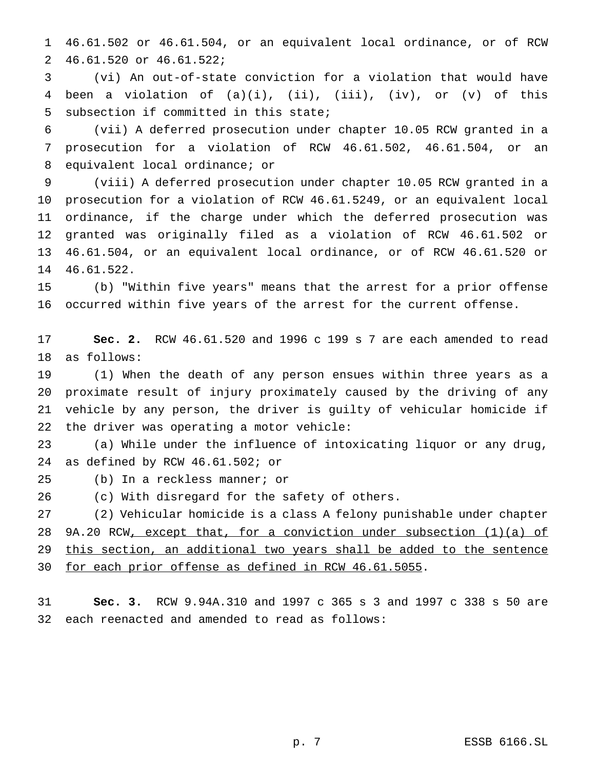46.61.502 or 46.61.504, or an equivalent local ordinance, or of RCW 46.61.520 or 46.61.522;

(vi) An out-of-state conviction for a violation that would have been a violation of (a)(i), (ii), (iii), (iv), or (v) of this subsection if committed in this state;

(vii) A deferred prosecution under chapter 10.05 RCW granted in a prosecution for a violation of RCW 46.61.502, 46.61.504, or an equivalent local ordinance; or

(viii) A deferred prosecution under chapter 10.05 RCW granted in a prosecution for a violation of RCW 46.61.5249, or an equivalent local ordinance, if the charge under which the deferred prosecution was granted was originally filed as a violation of RCW 46.61.502 or 46.61.504, or an equivalent local ordinance, or of RCW 46.61.520 or 46.61.522.

(b) "Within five years" means that the arrest for a prior offense occurred within five years of the arrest for the current offense.

**Sec. 2.** RCW 46.61.520 and 1996 c 199 s 7 are each amended to read as follows:

(1) When the death of any person ensues within three years as a proximate result of injury proximately caused by the driving of any vehicle by any person, the driver is guilty of vehicular homicide if the driver was operating a motor vehicle:

(a) While under the influence of intoxicating liquor or any drug, as defined by RCW 46.61.502; or

(b) In a reckless manner; or

(c) With disregard for the safety of others.

(2) Vehicular homicide is a class A felony punishable under chapter 9A.20 RCW<u>, except that, for a conviction under subsection (1)(a) of this section, an additional two years shall be added to the sentence for each prior offense as defined in RCW 46.61.5055</u>.

**Sec. 3.** RCW 9.94A.310 and 1997 c 365 s 3 and 1997 c 338 s 50 are each reenacted and amended to read as follows: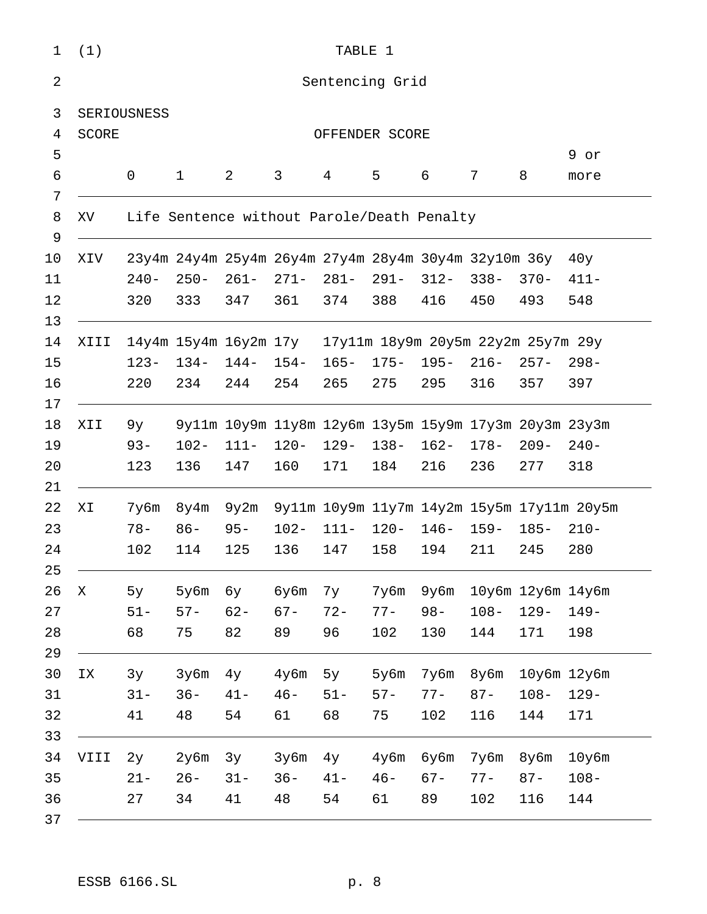(1) TABLE 1

Sentencing Grid

| SERIOUSNESS SCORE | OFFENDER SCORE | | | | | | | | | |
|---|---|---|---|---|---|---|---|---|---|---|
| | 0 | 1 | 2 | 3 | 4 | 5 | 6 | 7 | 8 | 9 or more |
| XV | Life Sentence without Parole/Death Penalty | | | | | | | | | |
| XIV | 23y4m 240- 320 | 24y4m 250- 333 | 25y4m 261- 347 | 26y4m 271- 361 | 27y4m 281- 374 | 28y4m 291- 388 | 30y4m 312- 416 | 32y10m 338- 450 | 36y 370- 493 | 40y 411- 548 |
| XIII | 14y4m 123- 220 | 15y4m 134- 234 | 16y2m 144- 244 | 17y 154- 254 | 17y11m 165- 265 | 18y9m 175- 275 | 20y5m 195- 295 | 22y2m 216- 316 | 25y7m 257- 357 | 29y 298- 397 |
| XII | 9y 93- 123 | 9y11m 102- 136 | 10y9m 111- 147 | 11y8m 120- 160 | 12y6m 129- 171 | 13y5m 138- 184 | 15y9m 162- 216 | 17y3m 178- 236 | 20y3m 209- 277 | 23y3m 240- 318 |
| XI | 7y6m 78- 102 | 8y4m 86- 114 | 9y2m 95- 125 | 9y11m 102- 136 | 10y9m 111- 147 | 11y7m 120- 158 | 14y2m 146- 194 | 15y5m 159- 211 | 17y11m 185- 245 | 20y5m 210- 280 |
| X | 5y 51- 68 | 5y6m 57- 75 | 6y 62- 82 | 6y6m 67- 89 | 7y 72- 96 | 7y6m 77- 102 | 9y6m 98- 130 | 10y6m 108- 144 | 12y6m 129- 171 | 14y6m 149- 198 |
| IX | 3y 31- 41 | 3y6m 36- 48 | 4y 41- 54 | 4y6m 46- 61 | 5y 51- 68 | 5y6m 57- 75 | 7y6m 77- 102 | 8y6m 87- 116 | 10y6m 108- 144 | 12y6m 129- 171 |
| VIII | 2y 21- 27 | 2y6m 26- 34 | 3y 31- 41 | 3y6m 36- 48 | 4y 41- 54 | 4y6m 46- 61 | 6y6m 67- 89 | 7y6m 77- 102 | 8y6m 87- 116 | 10y6m 108- 144 |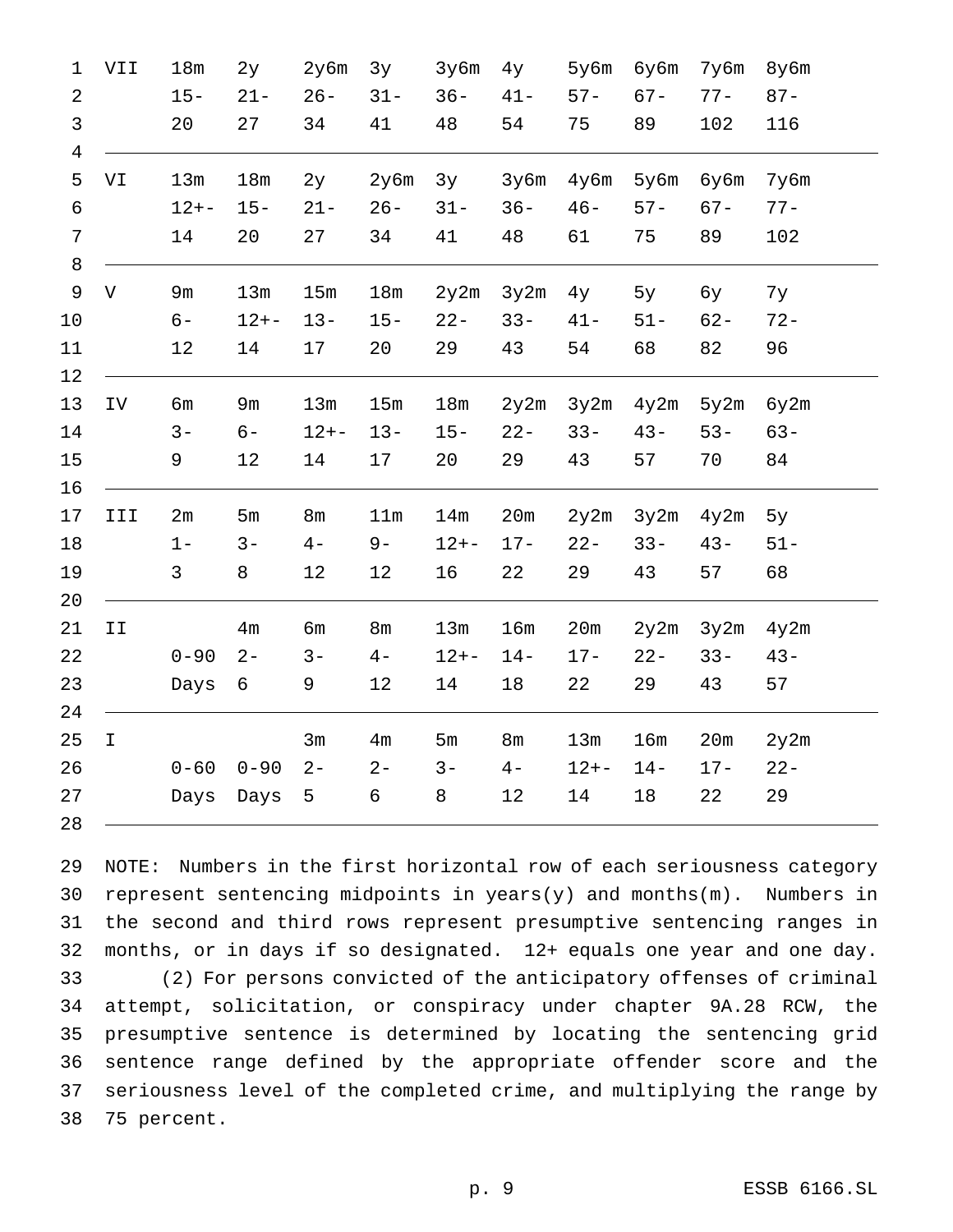| | | | | | | | | | | |
|---|---|---|---|---|---|---|---|---|---|---|
| VII | 18m | 2y | 2y6m | 3y | 3y6m | 4y | 5y6m | 6y6m | 7y6m | 8y6m |
| | 15- | 21- | 26- | 31- | 36- | 41- | 57- | 67- | 77- | 87- |
| | 20 | 27 | 34 | 41 | 48 | 54 | 75 | 89 | 102 | 116 |
| VI | 13m | 18m | 2y | 2y6m | 3y | 3y6m | 4y6m | 5y6m | 6y6m | 7y6m |
| | 12+- | 15- | 21- | 26- | 31- | 36- | 46- | 57- | 67- | 77- |
| | 14 | 20 | 27 | 34 | 41 | 48 | 61 | 75 | 89 | 102 |
| V | 9m | 13m | 15m | 18m | 2y2m | 3y2m | 4y | 5y | 6y | 7y |
| | 6- | 12+- | 13- | 15- | 22- | 33- | 41- | 51- | 62- | 72- |
| | 12 | 14 | 17 | 20 | 29 | 43 | 54 | 68 | 82 | 96 |
| IV | 6m | 9m | 13m | 15m | 18m | 2y2m | 3y2m | 4y2m | 5y2m | 6y2m |
| | 3- | 6- | 12+- | 13- | 15- | 22- | 33- | 43- | 53- | 63- |
| | 9 | 12 | 14 | 17 | 20 | 29 | 43 | 57 | 70 | 84 |
| III | 2m | 5m | 8m | 11m | 14m | 20m | 2y2m | 3y2m | 4y2m | 5y |
| | 1- | 3- | 4- | 9- | 12+- | 17- | 22- | 33- | 43- | 51- |
| | 3 | 8 | 12 | 12 | 16 | 22 | 29 | 43 | 57 | 68 |
| II | | 4m | 6m | 8m | 13m | 16m | 20m | 2y2m | 3y2m | 4y2m |
| | 0-90 | 2- | 3- | 4- | 12+- | 14- | 17- | 22- | 33- | 43- |
| | Days | 6 | 9 | 12 | 14 | 18 | 22 | 29 | 43 | 57 |
| I | | | 3m | 4m | 5m | 8m | 13m | 16m | 20m | 2y2m |
| | 0-60 | 0-90 | 2- | 2- | 3- | 4- | 12+- | 14- | 17- | 22- |
| | Days | Days | 5 | 6 | 8 | 12 | 14 | 18 | 22 | 29 |

NOTE: Numbers in the first horizontal row of each seriousness category represent sentencing midpoints in years(y) and months(m). Numbers in the second and third rows represent presumptive sentencing ranges in months, or in days if so designated. 12+ equals one year and one day.

(2) For persons convicted of the anticipatory offenses of criminal attempt, solicitation, or conspiracy under chapter 9A.28 RCW, the presumptive sentence is determined by locating the sentencing grid sentence range defined by the appropriate offender score and the seriousness level of the completed crime, and multiplying the range by 75 percent.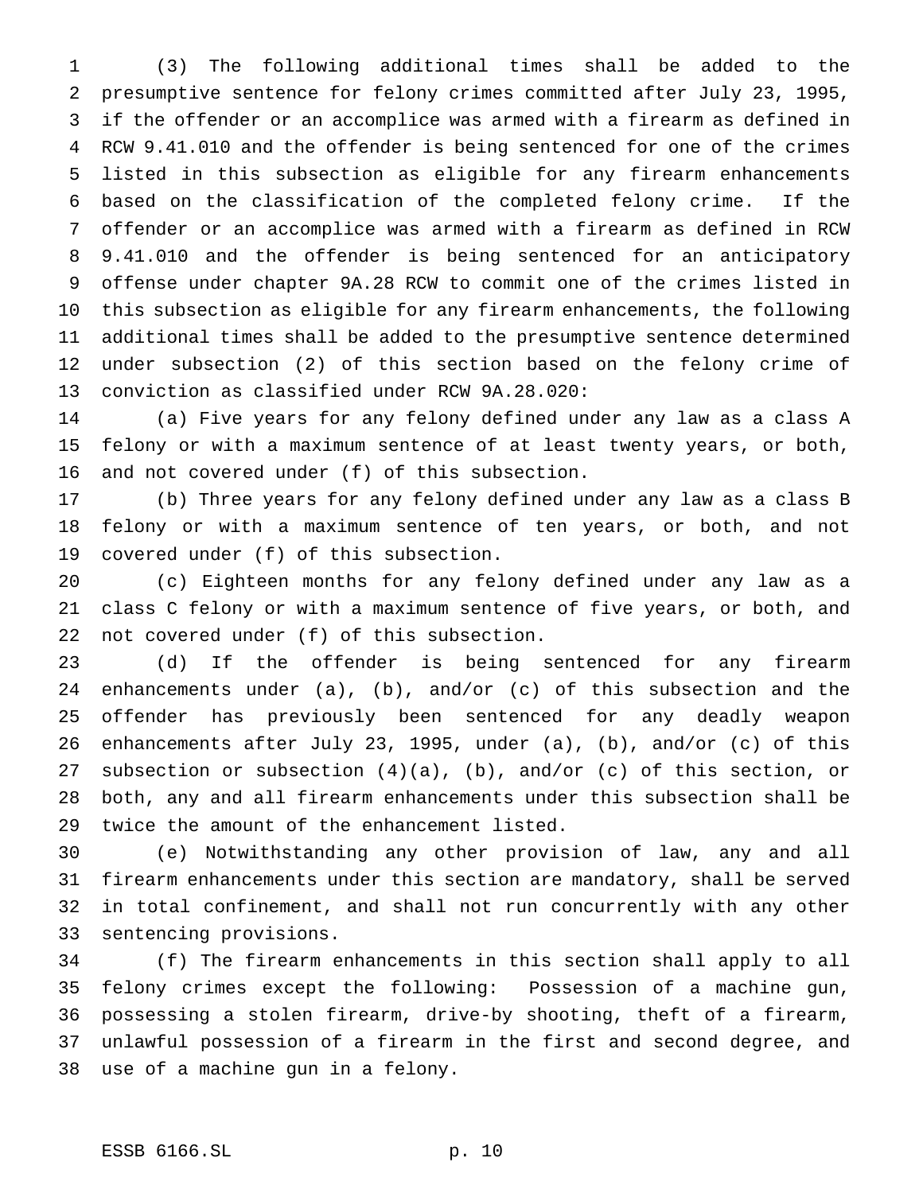(3) The following additional times shall be added to the presumptive sentence for felony crimes committed after July 23, 1995, if the offender or an accomplice was armed with a firearm as defined in RCW 9.41.010 and the offender is being sentenced for one of the crimes listed in this subsection as eligible for any firearm enhancements based on the classification of the completed felony crime. If the offender or an accomplice was armed with a firearm as defined in RCW 9.41.010 and the offender is being sentenced for an anticipatory offense under chapter 9A.28 RCW to commit one of the crimes listed in this subsection as eligible for any firearm enhancements, the following additional times shall be added to the presumptive sentence determined under subsection (2) of this section based on the felony crime of conviction as classified under RCW 9A.28.020:

(a) Five years for any felony defined under any law as a class A felony or with a maximum sentence of at least twenty years, or both, and not covered under (f) of this subsection.

(b) Three years for any felony defined under any law as a class B felony or with a maximum sentence of ten years, or both, and not covered under (f) of this subsection.

(c) Eighteen months for any felony defined under any law as a class C felony or with a maximum sentence of five years, or both, and not covered under (f) of this subsection.

(d) If the offender is being sentenced for any firearm enhancements under (a), (b), and/or (c) of this subsection and the offender has previously been sentenced for any deadly weapon enhancements after July 23, 1995, under (a), (b), and/or (c) of this subsection or subsection (4)(a), (b), and/or (c) of this section, or both, any and all firearm enhancements under this subsection shall be twice the amount of the enhancement listed.

(e) Notwithstanding any other provision of law, any and all firearm enhancements under this section are mandatory, shall be served in total confinement, and shall not run concurrently with any other sentencing provisions.

(f) The firearm enhancements in this section shall apply to all felony crimes except the following: Possession of a machine gun, possessing a stolen firearm, drive-by shooting, theft of a firearm, unlawful possession of a firearm in the first and second degree, and use of a machine gun in a felony.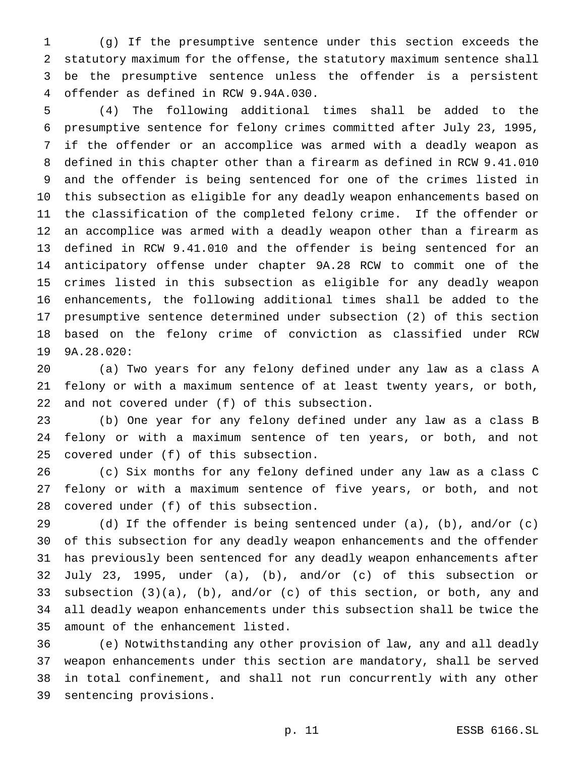(g) If the presumptive sentence under this section exceeds the statutory maximum for the offense, the statutory maximum sentence shall be the presumptive sentence unless the offender is a persistent offender as defined in RCW 9.94A.030.

(4) The following additional times shall be added to the presumptive sentence for felony crimes committed after July 23, 1995, if the offender or an accomplice was armed with a deadly weapon as defined in this chapter other than a firearm as defined in RCW 9.41.010 and the offender is being sentenced for one of the crimes listed in this subsection as eligible for any deadly weapon enhancements based on the classification of the completed felony crime. If the offender or an accomplice was armed with a deadly weapon other than a firearm as defined in RCW 9.41.010 and the offender is being sentenced for an anticipatory offense under chapter 9A.28 RCW to commit one of the crimes listed in this subsection as eligible for any deadly weapon enhancements, the following additional times shall be added to the presumptive sentence determined under subsection (2) of this section based on the felony crime of conviction as classified under RCW 9A.28.020:

(a) Two years for any felony defined under any law as a class A felony or with a maximum sentence of at least twenty years, or both, and not covered under (f) of this subsection.

(b) One year for any felony defined under any law as a class B felony or with a maximum sentence of ten years, or both, and not covered under (f) of this subsection.

(c) Six months for any felony defined under any law as a class C felony or with a maximum sentence of five years, or both, and not covered under (f) of this subsection.

(d) If the offender is being sentenced under (a), (b), and/or (c) of this subsection for any deadly weapon enhancements and the offender has previously been sentenced for any deadly weapon enhancements after July 23, 1995, under (a), (b), and/or (c) of this subsection or subsection (3)(a), (b), and/or (c) of this section, or both, any and all deadly weapon enhancements under this subsection shall be twice the amount of the enhancement listed.

(e) Notwithstanding any other provision of law, any and all deadly weapon enhancements under this section are mandatory, shall be served in total confinement, and shall not run concurrently with any other sentencing provisions.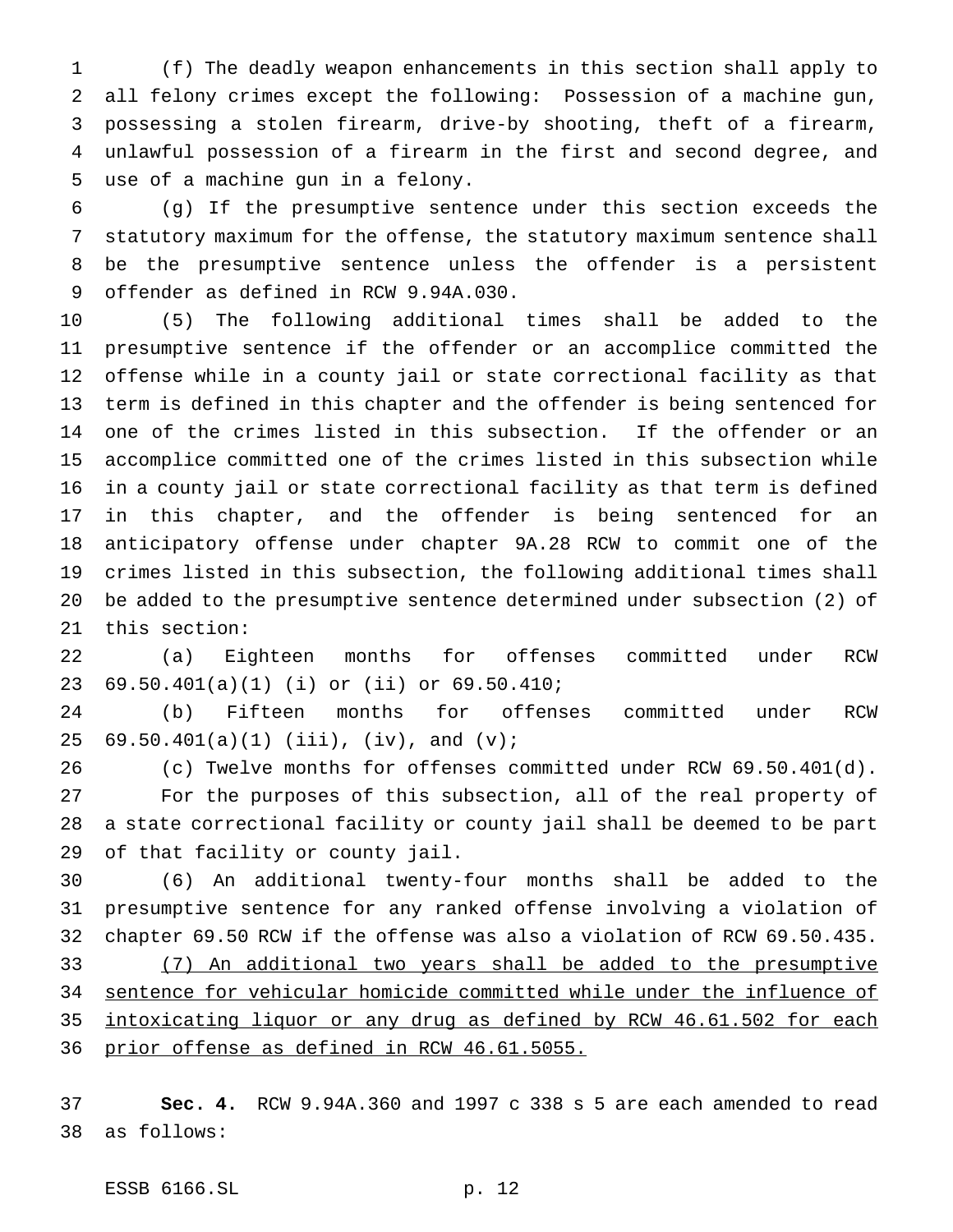(f) The deadly weapon enhancements in this section shall apply to all felony crimes except the following: Possession of a machine gun, possessing a stolen firearm, drive-by shooting, theft of a firearm, unlawful possession of a firearm in the first and second degree, and use of a machine gun in a felony.

(g) If the presumptive sentence under this section exceeds the statutory maximum for the offense, the statutory maximum sentence shall be the presumptive sentence unless the offender is a persistent offender as defined in RCW 9.94A.030.

(5) The following additional times shall be added to the presumptive sentence if the offender or an accomplice committed the offense while in a county jail or state correctional facility as that term is defined in this chapter and the offender is being sentenced for one of the crimes listed in this subsection. If the offender or an accomplice committed one of the crimes listed in this subsection while in a county jail or state correctional facility as that term is defined in this chapter, and the offender is being sentenced for an anticipatory offense under chapter 9A.28 RCW to commit one of the crimes listed in this subsection, the following additional times shall be added to the presumptive sentence determined under subsection (2) of this section:

(a) Eighteen months for offenses committed under RCW 69.50.401(a)(1) (i) or (ii) or 69.50.410;

(b) Fifteen months for offenses committed under RCW 69.50.401(a)(1) (iii), (iv), and (v);

(c) Twelve months for offenses committed under RCW 69.50.401(d).

For the purposes of this subsection, all of the real property of a state correctional facility or county jail shall be deemed to be part of that facility or county jail.

(6) An additional twenty-four months shall be added to the presumptive sentence for any ranked offense involving a violation of chapter 69.50 RCW if the offense was also a violation of RCW 69.50.435.

<u>(7) An additional two years shall be added to the presumptive sentence for vehicular homicide committed while under the influence of intoxicating liquor or any drug as defined by RCW 46.61.502 for each prior offense as defined in RCW 46.61.5055.</u>

**Sec. 4.** RCW 9.94A.360 and 1997 c 338 s 5 are each amended to read as follows: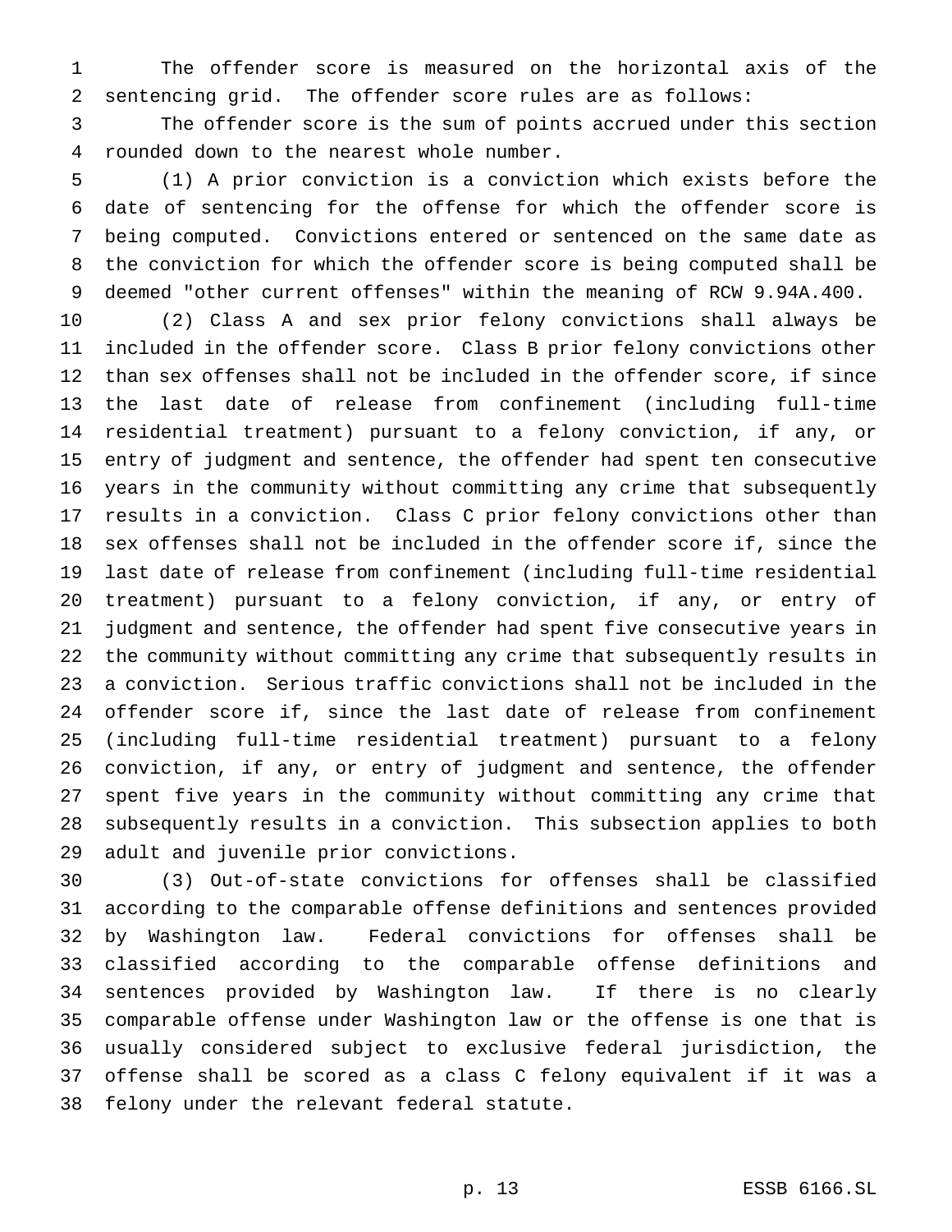The offender score is measured on the horizontal axis of the sentencing grid. The offender score rules are as follows:

The offender score is the sum of points accrued under this section rounded down to the nearest whole number.

(1) A prior conviction is a conviction which exists before the date of sentencing for the offense for which the offender score is being computed. Convictions entered or sentenced on the same date as the conviction for which the offender score is being computed shall be deemed "other current offenses" within the meaning of RCW 9.94A.400.

(2) Class A and sex prior felony convictions shall always be included in the offender score. Class B prior felony convictions other than sex offenses shall not be included in the offender score, if since the last date of release from confinement (including full-time residential treatment) pursuant to a felony conviction, if any, or entry of judgment and sentence, the offender had spent ten consecutive years in the community without committing any crime that subsequently results in a conviction. Class C prior felony convictions other than sex offenses shall not be included in the offender score if, since the last date of release from confinement (including full-time residential treatment) pursuant to a felony conviction, if any, or entry of judgment and sentence, the offender had spent five consecutive years in the community without committing any crime that subsequently results in a conviction. Serious traffic convictions shall not be included in the offender score if, since the last date of release from confinement (including full-time residential treatment) pursuant to a felony conviction, if any, or entry of judgment and sentence, the offender spent five years in the community without committing any crime that subsequently results in a conviction. This subsection applies to both adult and juvenile prior convictions.

(3) Out-of-state convictions for offenses shall be classified according to the comparable offense definitions and sentences provided by Washington law. Federal convictions for offenses shall be classified according to the comparable offense definitions and sentences provided by Washington law. If there is no clearly comparable offense under Washington law or the offense is one that is usually considered subject to exclusive federal jurisdiction, the offense shall be scored as a class C felony equivalent if it was a felony under the relevant federal statute.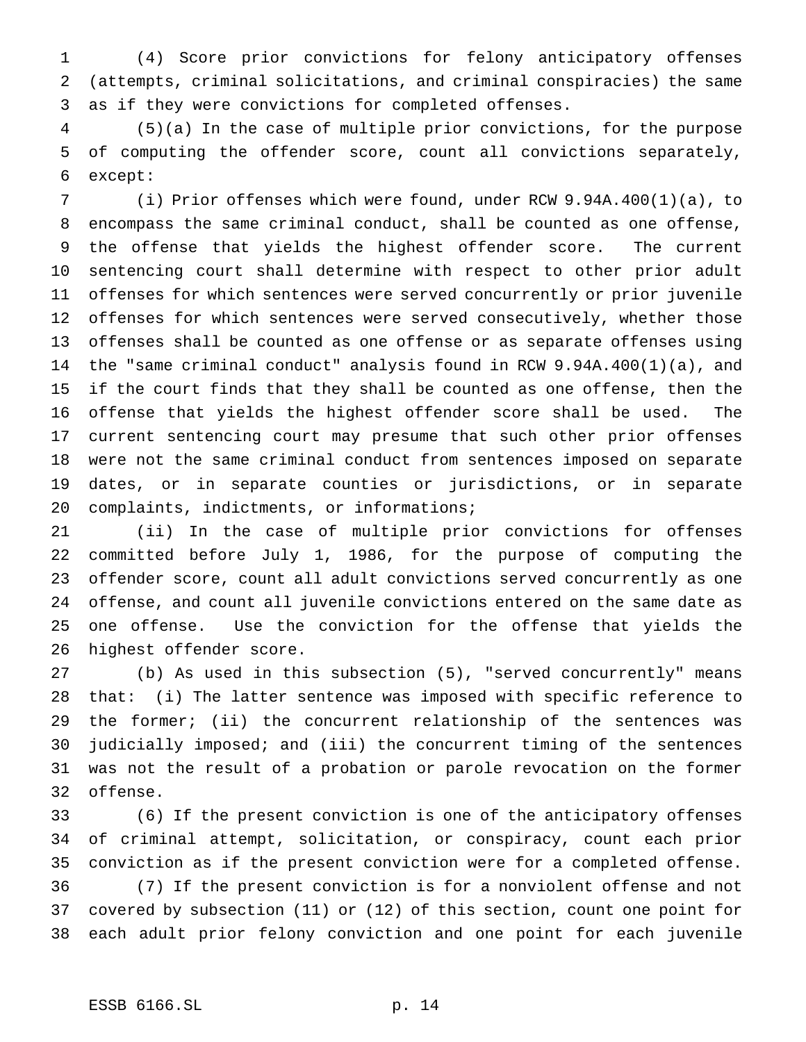(4) Score prior convictions for felony anticipatory offenses (attempts, criminal solicitations, and criminal conspiracies) the same as if they were convictions for completed offenses.

(5)(a) In the case of multiple prior convictions, for the purpose of computing the offender score, count all convictions separately, except:

(i) Prior offenses which were found, under RCW 9.94A.400(1)(a), to encompass the same criminal conduct, shall be counted as one offense, the offense that yields the highest offender score. The current sentencing court shall determine with respect to other prior adult offenses for which sentences were served concurrently or prior juvenile offenses for which sentences were served consecutively, whether those offenses shall be counted as one offense or as separate offenses using the "same criminal conduct" analysis found in RCW 9.94A.400(1)(a), and if the court finds that they shall be counted as one offense, then the offense that yields the highest offender score shall be used. The current sentencing court may presume that such other prior offenses were not the same criminal conduct from sentences imposed on separate dates, or in separate counties or jurisdictions, or in separate complaints, indictments, or informations;

(ii) In the case of multiple prior convictions for offenses committed before July 1, 1986, for the purpose of computing the offender score, count all adult convictions served concurrently as one offense, and count all juvenile convictions entered on the same date as one offense. Use the conviction for the offense that yields the highest offender score.

(b) As used in this subsection (5), "served concurrently" means that: (i) The latter sentence was imposed with specific reference to the former; (ii) the concurrent relationship of the sentences was judicially imposed; and (iii) the concurrent timing of the sentences was not the result of a probation or parole revocation on the former offense.

(6) If the present conviction is one of the anticipatory offenses of criminal attempt, solicitation, or conspiracy, count each prior conviction as if the present conviction were for a completed offense.

(7) If the present conviction is for a nonviolent offense and not covered by subsection (11) or (12) of this section, count one point for each adult prior felony conviction and one point for each juvenile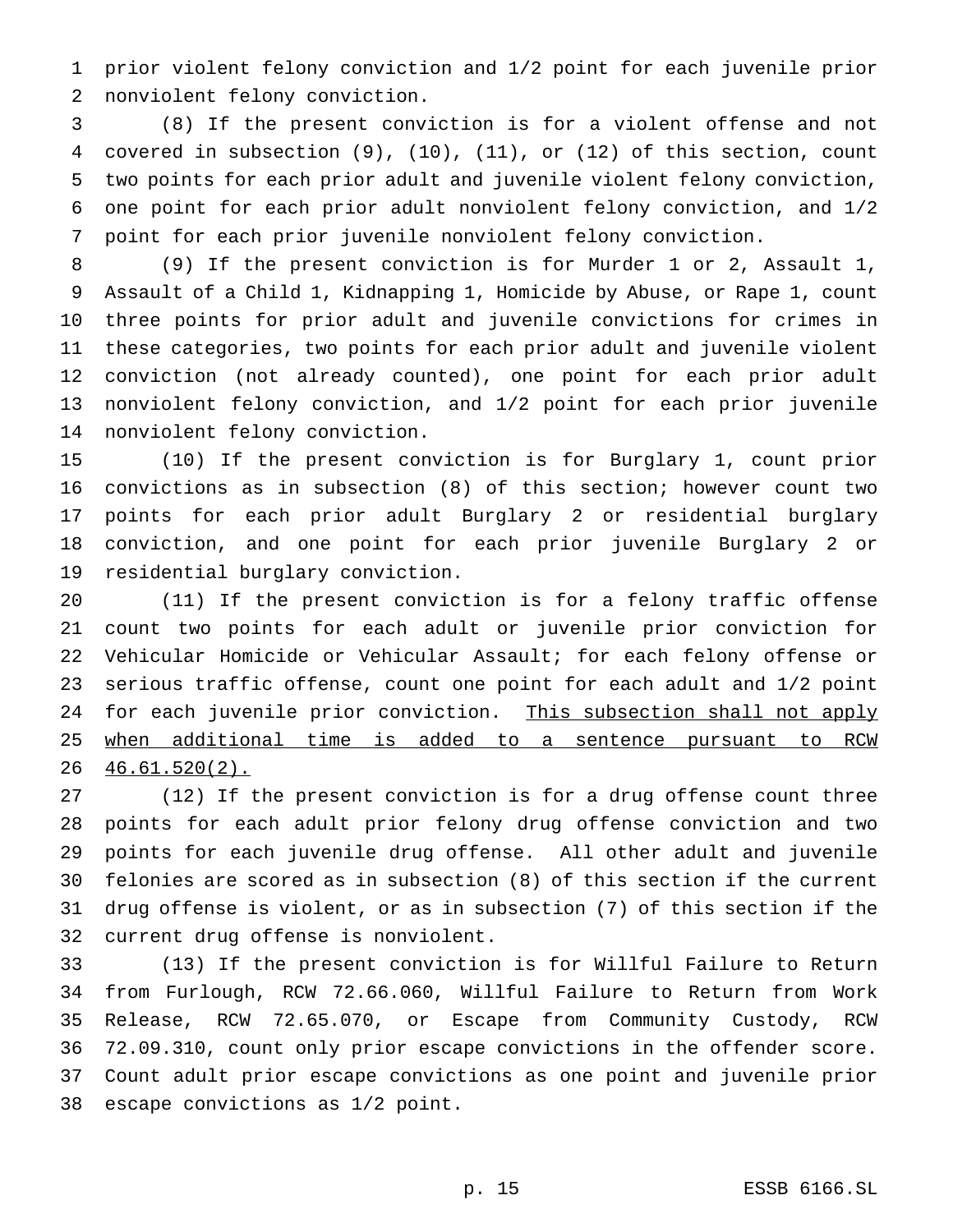prior violent felony conviction and 1/2 point for each juvenile prior nonviolent felony conviction.

(8) If the present conviction is for a violent offense and not covered in subsection (9), (10), (11), or (12) of this section, count two points for each prior adult and juvenile violent felony conviction, one point for each prior adult nonviolent felony conviction, and 1/2 point for each prior juvenile nonviolent felony conviction.

(9) If the present conviction is for Murder 1 or 2, Assault 1, Assault of a Child 1, Kidnapping 1, Homicide by Abuse, or Rape 1, count three points for prior adult and juvenile convictions for crimes in these categories, two points for each prior adult and juvenile violent conviction (not already counted), one point for each prior adult nonviolent felony conviction, and 1/2 point for each prior juvenile nonviolent felony conviction.

(10) If the present conviction is for Burglary 1, count prior convictions as in subsection (8) of this section; however count two points for each prior adult Burglary 2 or residential burglary conviction, and one point for each prior juvenile Burglary 2 or residential burglary conviction.

(11) If the present conviction is for a felony traffic offense count two points for each adult or juvenile prior conviction for Vehicular Homicide or Vehicular Assault; for each felony offense or serious traffic offense, count one point for each adult and 1/2 point for each juvenile prior conviction. <u>This subsection shall not apply when additional time is added to a sentence pursuant to RCW 46.61.520(2).</u>

(12) If the present conviction is for a drug offense count three points for each adult prior felony drug offense conviction and two points for each juvenile drug offense. All other adult and juvenile felonies are scored as in subsection (8) of this section if the current drug offense is violent, or as in subsection (7) of this section if the current drug offense is nonviolent.

(13) If the present conviction is for Willful Failure to Return from Furlough, RCW 72.66.060, Willful Failure to Return from Work Release, RCW 72.65.070, or Escape from Community Custody, RCW 72.09.310, count only prior escape convictions in the offender score. Count adult prior escape convictions as one point and juvenile prior escape convictions as 1/2 point.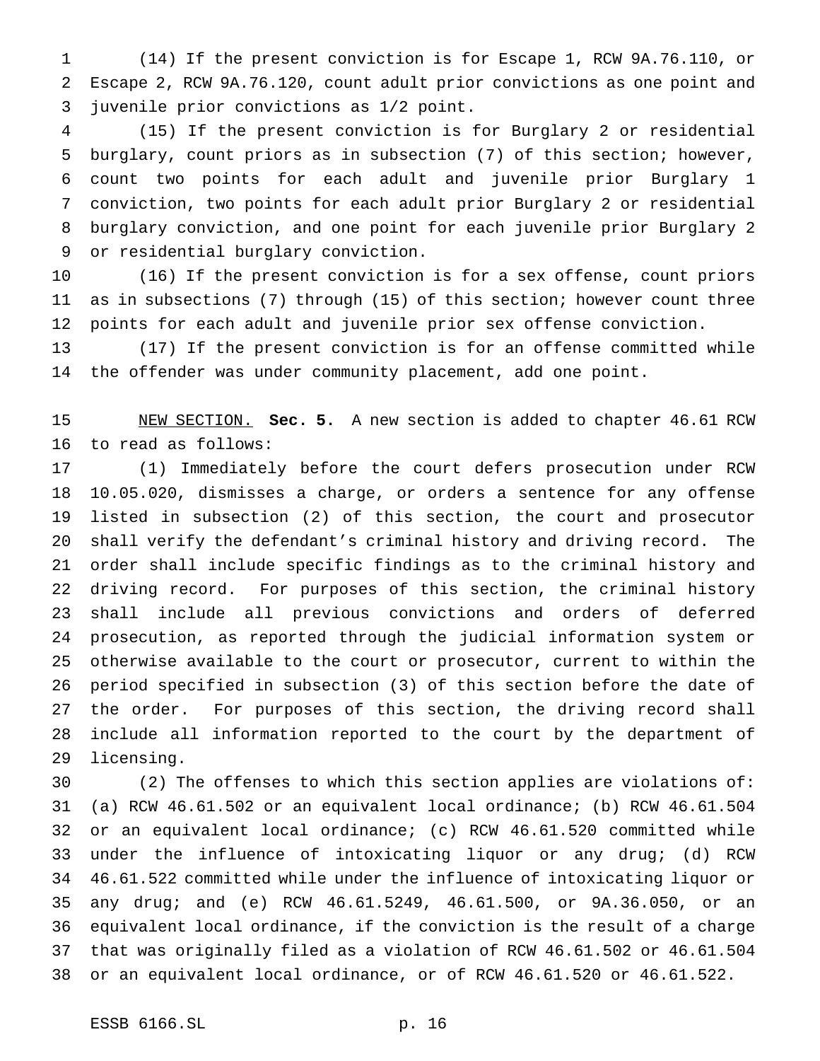(14) If the present conviction is for Escape 1, RCW 9A.76.110, or Escape 2, RCW 9A.76.120, count adult prior convictions as one point and juvenile prior convictions as 1/2 point.

(15) If the present conviction is for Burglary 2 or residential burglary, count priors as in subsection (7) of this section; however, count two points for each adult and juvenile prior Burglary 1 conviction, two points for each adult prior Burglary 2 or residential burglary conviction, and one point for each juvenile prior Burglary 2 or residential burglary conviction.

(16) If the present conviction is for a sex offense, count priors as in subsections (7) through (15) of this section; however count three points for each adult and juvenile prior sex offense conviction.

(17) If the present conviction is for an offense committed while the offender was under community placement, add one point.

NEW SECTION. **Sec. 5.** A new section is added to chapter 46.61 RCW to read as follows:

(1) Immediately before the court defers prosecution under RCW 10.05.020, dismisses a charge, or orders a sentence for any offense listed in subsection (2) of this section, the court and prosecutor shall verify the defendant's criminal history and driving record. The order shall include specific findings as to the criminal history and driving record. For purposes of this section, the criminal history shall include all previous convictions and orders of deferred prosecution, as reported through the judicial information system or otherwise available to the court or prosecutor, current to within the period specified in subsection (3) of this section before the date of the order. For purposes of this section, the driving record shall include all information reported to the court by the department of licensing.

(2) The offenses to which this section applies are violations of: (a) RCW 46.61.502 or an equivalent local ordinance; (b) RCW 46.61.504 or an equivalent local ordinance; (c) RCW 46.61.520 committed while under the influence of intoxicating liquor or any drug; (d) RCW 46.61.522 committed while under the influence of intoxicating liquor or any drug; and (e) RCW 46.61.5249, 46.61.500, or 9A.36.050, or an equivalent local ordinance, if the conviction is the result of a charge that was originally filed as a violation of RCW 46.61.502 or 46.61.504 or an equivalent local ordinance, or of RCW 46.61.520 or 46.61.522.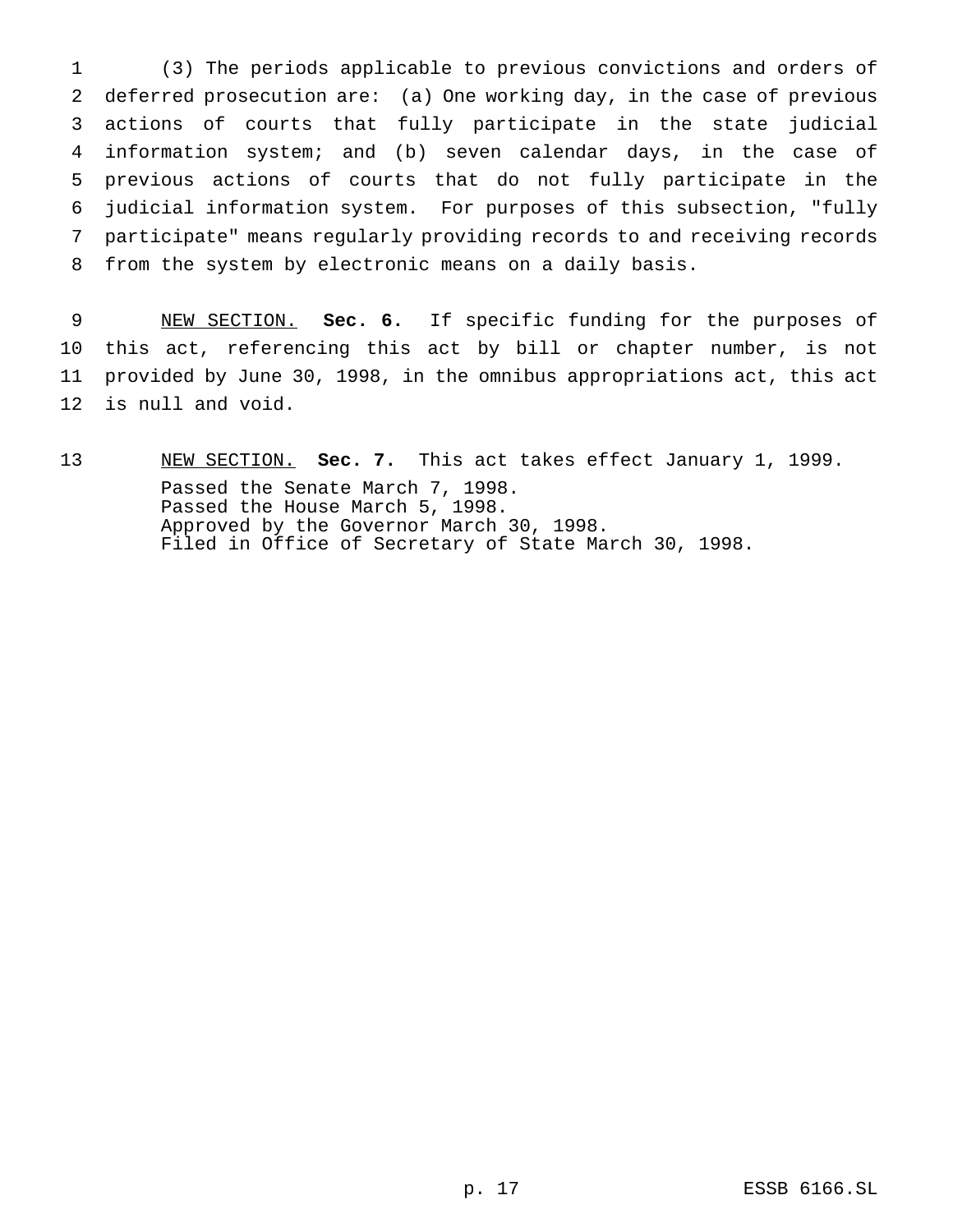(3) The periods applicable to previous convictions and orders of deferred prosecution are: (a) One working day, in the case of previous actions of courts that fully participate in the state judicial information system; and (b) seven calendar days, in the case of previous actions of courts that do not fully participate in the judicial information system. For purposes of this subsection, "fully participate" means regularly providing records to and receiving records from the system by electronic means on a daily basis.

NEW SECTION. **Sec. 6.** If specific funding for the purposes of this act, referencing this act by bill or chapter number, is not provided by June 30, 1998, in the omnibus appropriations act, this act is null and void.

NEW SECTION. **Sec. 7.** This act takes effect January 1, 1999.

Passed the Senate March 7, 1998.
Passed the House March 5, 1998.
Approved by the Governor March 30, 1998.
Filed in Office of Secretary of State March 30, 1998.